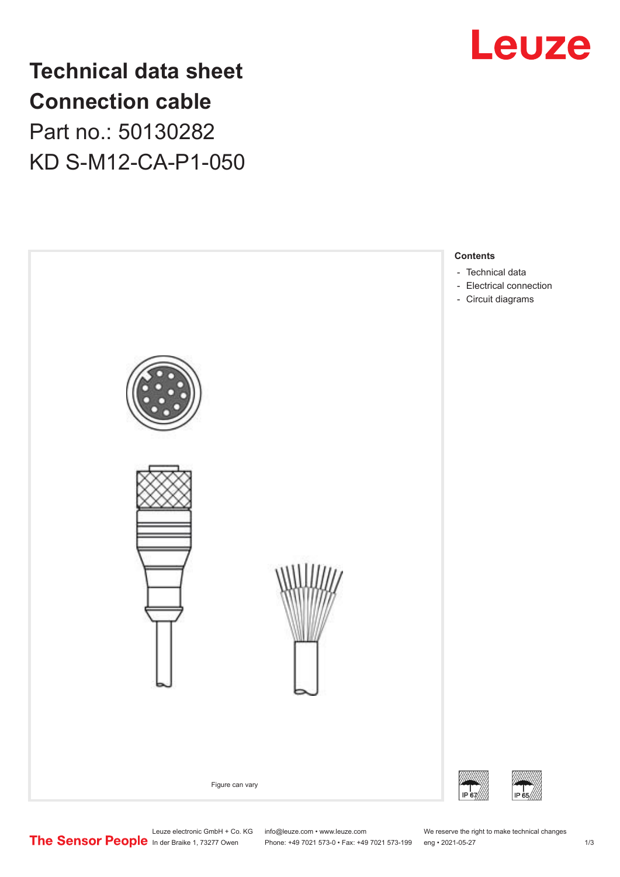# Technical data sheet
# Connection cable
## Part no.: 50130282
## KD S-M12-CA-P1-050

Figure can vary

**Contents**

- Technical data
- Electrical connection
- Circuit diagrams

IP 67 IP 65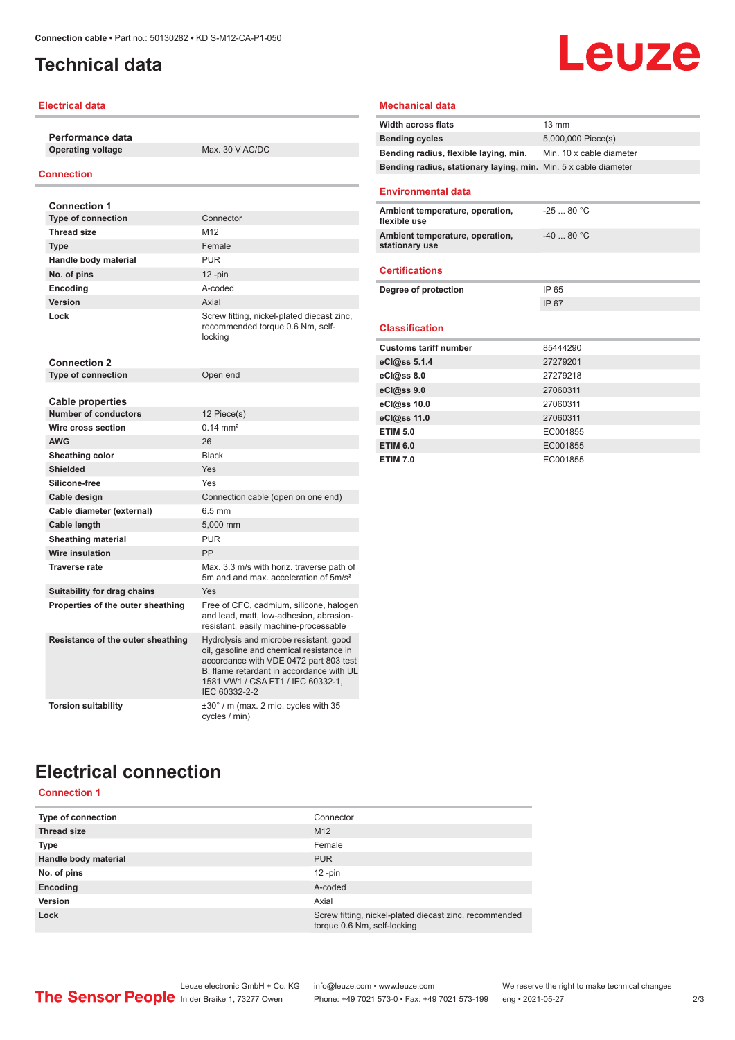Connection cable • Part no.: 50130282 • KD S-M12-CA-P1-050

# Technical data

## Electrical data

**Performance data**

| | |
|---|---|
| Operating voltage | Max. 30 V AC/DC |

## Connection

**Connection 1**

| | |
|---|---|
| Type of connection | Connector |
| Thread size | M12 |
| Type | Female |
| Handle body material | PUR |
| No. of pins | 12 -pin |
| Encoding | A-coded |
| Version | Axial |
| Lock | Screw fitting, nickel-plated diecast zinc, recommended torque 0.6 Nm, self-locking |

**Connection 2**

| | |
|---|---|
| Type of connection | Open end |

**Cable properties**

| | |
|---|---|
| Number of conductors | 12 Piece(s) |
| Wire cross section | 0.14 mm² |
| AWG | 26 |
| Sheathing color | Black |
| Shielded | Yes |
| Silicone-free | Yes |
| Cable design | Connection cable (open on one end) |
| Cable diameter (external) | 6.5 mm |
| Cable length | 5,000 mm |
| Sheathing material | PUR |
| Wire insulation | PP |
| Traverse rate | Max. 3.3 m/s with horiz. traverse path of 5m and and max. acceleration of 5m/s² |
| Suitability for drag chains | Yes |
| Properties of the outer sheathing | Free of CFC, cadmium, silicone, halogen and lead, matt, low-adhesion, abrasion-resistant, easily machine-processable |
| Resistance of the outer sheathing | Hydrolysis and microbe resistant, good oil, gasoline and chemical resistance in accordance with VDE 0472 part 803 test B, flame retardant in accordance with UL 1581 VW1 / CSA FT1 / IEC 60332-1, IEC 60332-2-2 |
| Torsion suitability | ±30° / m (max. 2 mio. cycles with 35 cycles / min) |

## Mechanical data

| | |
|---|---|
| Width across flats | 13 mm |
| Bending cycles | 5,000,000 Piece(s) |
| Bending radius, flexible laying, min. | Min. 10 x cable diameter |
| Bending radius, stationary laying, min. | Min. 5 x cable diameter |

## Environmental data

| | |
|---|---|
| Ambient temperature, operation, flexible use | -25 ... 80 °C |
| Ambient temperature, operation, stationary use | -40 ... 80 °C |

## Certifications

| | |
|---|---|
| Degree of protection | IP 65 |
| | IP 67 |

## Classification

| | |
|---|---|
| Customs tariff number | 85444290 |
| eCl@ss 5.1.4 | 27279201 |
| eCl@ss 8.0 | 27279218 |
| eCl@ss 9.0 | 27060311 |
| eCl@ss 10.0 | 27060311 |
| eCl@ss 11.0 | 27060311 |
| ETIM 5.0 | EC001855 |
| ETIM 6.0 | EC001855 |
| ETIM 7.0 | EC001855 |

# Electrical connection

## Connection 1

| | |
|---|---|
| Type of connection | Connector |
| Thread size | M12 |
| Type | Female |
| Handle body material | PUR |
| No. of pins | 12 -pin |
| Encoding | A-coded |
| Version | Axial |
| Lock | Screw fitting, nickel-plated diecast zinc, recommended torque 0.6 Nm, self-locking |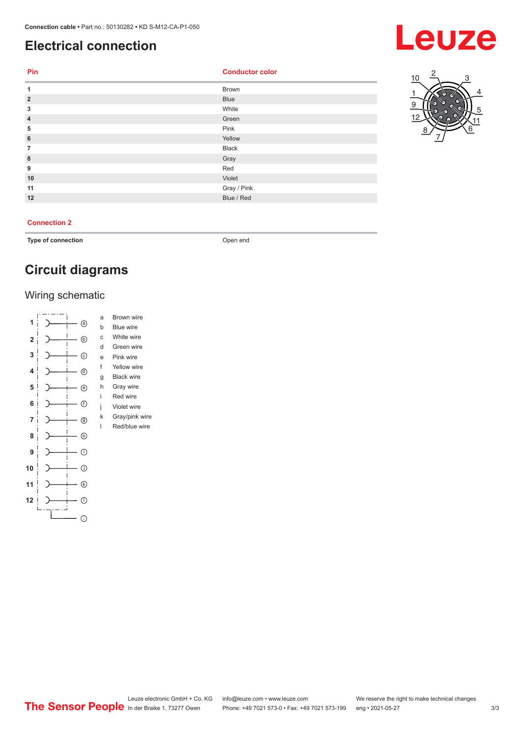# Electrical connection

| Pin | Conductor color |
|---|---|
| 1 | Brown |
| 2 | Blue |
| 3 | White |
| 4 | Green |
| 5 | Pink |
| 6 | Yellow |
| 7 | Black |
| 8 | Gray |
| 9 | Red |
| 10 | Violet |
| 11 | Gray / Pink |
| 12 | Blue / Red |

| Connection 2 | |
|---|---|
| Type of connection | Open end |

# Circuit diagrams

## Wiring schematic

a Brown wire
b Blue wire
c White wire
d Green wire
e Pink wire
f Yellow wire
g Black wire
h Gray wire
i Red wire
j Violet wire
k Gray/pink wire
l Red/blue wire